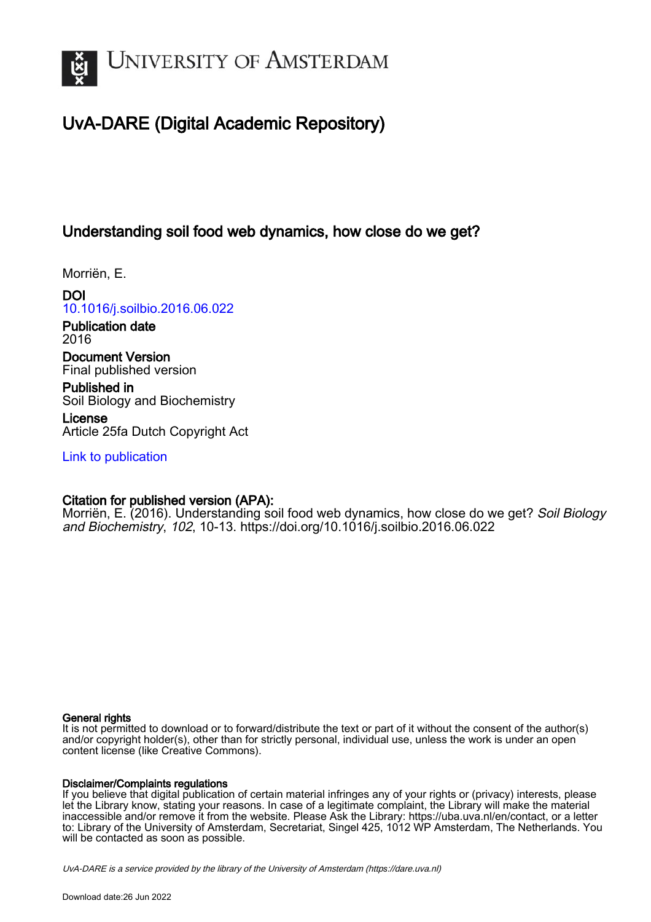# UvA-DARE (Digital Academic Repository)

## Understanding soil food web dynamics, how close do we get?

Morriën, E.

**DOI**
10.1016/j.soilbio.2016.06.022

**Publication date**
2016

**Document Version**
Final published version

**Published in**
Soil Biology and Biochemistry

**License**
Article 25fa Dutch Copyright Act

Link to publication

**Citation for published version (APA):**
Morriën, E. (2016). Understanding soil food web dynamics, how close do we get? *Soil Biology and Biochemistry*, *102*, 10-13. https://doi.org/10.1016/j.soilbio.2016.06.022

**General rights**
It is not permitted to download or to forward/distribute the text or part of it without the consent of the author(s) and/or copyright holder(s), other than for strictly personal, individual use, unless the work is under an open content license (like Creative Commons).

**Disclaimer/Complaints regulations**
If you believe that digital publication of certain material infringes any of your rights or (privacy) interests, please let the Library know, stating your reasons. In case of a legitimate complaint, the Library will make the material inaccessible and/or remove it from the website. Please Ask the Library: https://uba.uva.nl/en/contact, or a letter to: Library of the University of Amsterdam, Secretariat, Singel 425, 1012 WP Amsterdam, The Netherlands. You will be contacted as soon as possible.

*UvA-DARE is a service provided by the library of the University of Amsterdam (https://dare.uva.nl)*

Download date:26 Jun 2022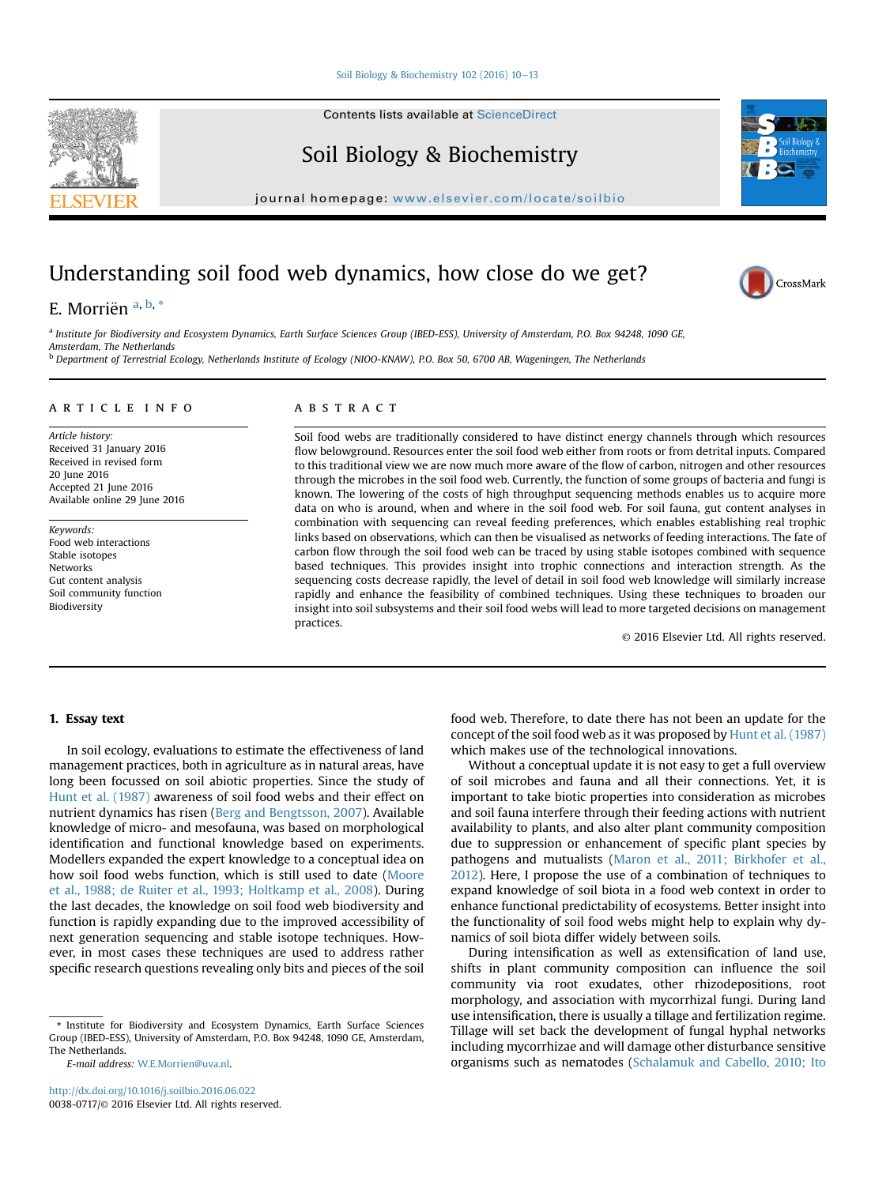Contents lists available at ScienceDirect

# Soil Biology & Biochemistry

journal homepage: www.elsevier.com/locate/soilbio

# Understanding soil food web dynamics, how close do we get?

E. Morriën [a, b, *]

[a] Institute for Biodiversity and Ecosystem Dynamics, Earth Surface Sciences Group (IBED-ESS), University of Amsterdam, P.O. Box 94248, 1090 GE, Amsterdam, The Netherlands

[b] Department of Terrestrial Ecology, Netherlands Institute of Ecology (NIOO-KNAW), P.O. Box 50, 6700 AB, Wageningen, The Netherlands

**ARTICLE INFO**

*Article history:*
Received 31 January 2016
Received in revised form
20 June 2016
Accepted 21 June 2016
Available online 29 June 2016

*Keywords:*
Food web interactions
Stable isotopes
Networks
Gut content analysis
Soil community function
Biodiversity

**ABSTRACT**

Soil food webs are traditionally considered to have distinct energy channels through which resources flow belowground. Resources enter the soil food web either from roots or from detrital inputs. Compared to this traditional view we are now much more aware of the flow of carbon, nitrogen and other resources through the microbes in the soil food web. Currently, the function of some groups of bacteria and fungi is known. The lowering of the costs of high throughput sequencing methods enables us to acquire more data on who is around, when and where in the soil food web. For soil fauna, gut content analyses in combination with sequencing can reveal feeding preferences, which enables establishing real trophic links based on observations, which can then be visualised as networks of feeding interactions. The fate of carbon flow through the soil food web can be traced by using stable isotopes combined with sequence based techniques. This provides insight into trophic connections and interaction strength. As the sequencing costs decrease rapidly, the level of detail in soil food web knowledge will similarly increase rapidly and enhance the feasibility of combined techniques. Using these techniques to broaden our insight into soil subsystems and their soil food webs will lead to more targeted decisions on management practices.

© 2016 Elsevier Ltd. All rights reserved.

## 1. Essay text

In soil ecology, evaluations to estimate the effectiveness of land management practices, both in agriculture as in natural areas, have long been focussed on soil abiotic properties. Since the study of Hunt et al. (1987) awareness of soil food webs and their effect on nutrient dynamics has risen (Berg and Bengtsson, 2007). Available knowledge of micro- and mesofauna, was based on morphological identification and functional knowledge based on experiments. Modellers expanded the expert knowledge to a conceptual idea on how soil food webs function, which is still used to date (Moore et al., 1988; de Ruiter et al., 1993; Holtkamp et al., 2008). During the last decades, the knowledge on soil food web biodiversity and function is rapidly expanding due to the improved accessibility of next generation sequencing and stable isotope techniques. However, in most cases these techniques are used to address rather specific research questions revealing only bits and pieces of the soil food web. Therefore, to date there has not been an update for the concept of the soil food web as it was proposed by Hunt et al. (1987) which makes use of the technological innovations.

Without a conceptual update it is not easy to get a full overview of soil microbes and fauna and all their connections. Yet, it is important to take biotic properties into consideration as microbes and soil fauna interfere through their feeding actions with nutrient availability to plants, and also alter plant community composition due to suppression or enhancement of specific plant species by pathogens and mutualists (Maron et al., 2011; Birkhofer et al., 2012). Here, I propose the use of a combination of techniques to expand knowledge of soil biota in a food web context in order to enhance functional predictability of ecosystems. Better insight into the functionality of soil food webs might help to explain why dynamics of soil biota differ widely between soils.

During intensification as well as extensification of land use, shifts in plant community composition can influence the soil community via root exudates, other rhizodepositions, root morphology, and association with mycorrhizal fungi. During land use intensification, there is usually a tillage and fertilization regime. Tillage will set back the development of fungal hyphal networks including mycorrhizae and will damage other disturbance sensitive organisms such as nematodes (Schalamuk and Cabello, 2010; Ito

\* Institute for Biodiversity and Ecosystem Dynamics, Earth Surface Sciences Group (IBED-ESS), University of Amsterdam, P.O. Box 94248, 1090 GE, Amsterdam, The Netherlands.

*E-mail address:* W.E.Morrien@uva.nl.

http://dx.doi.org/10.1016/j.soilbio.2016.06.022
0038-0717/© 2016 Elsevier Ltd. All rights reserved.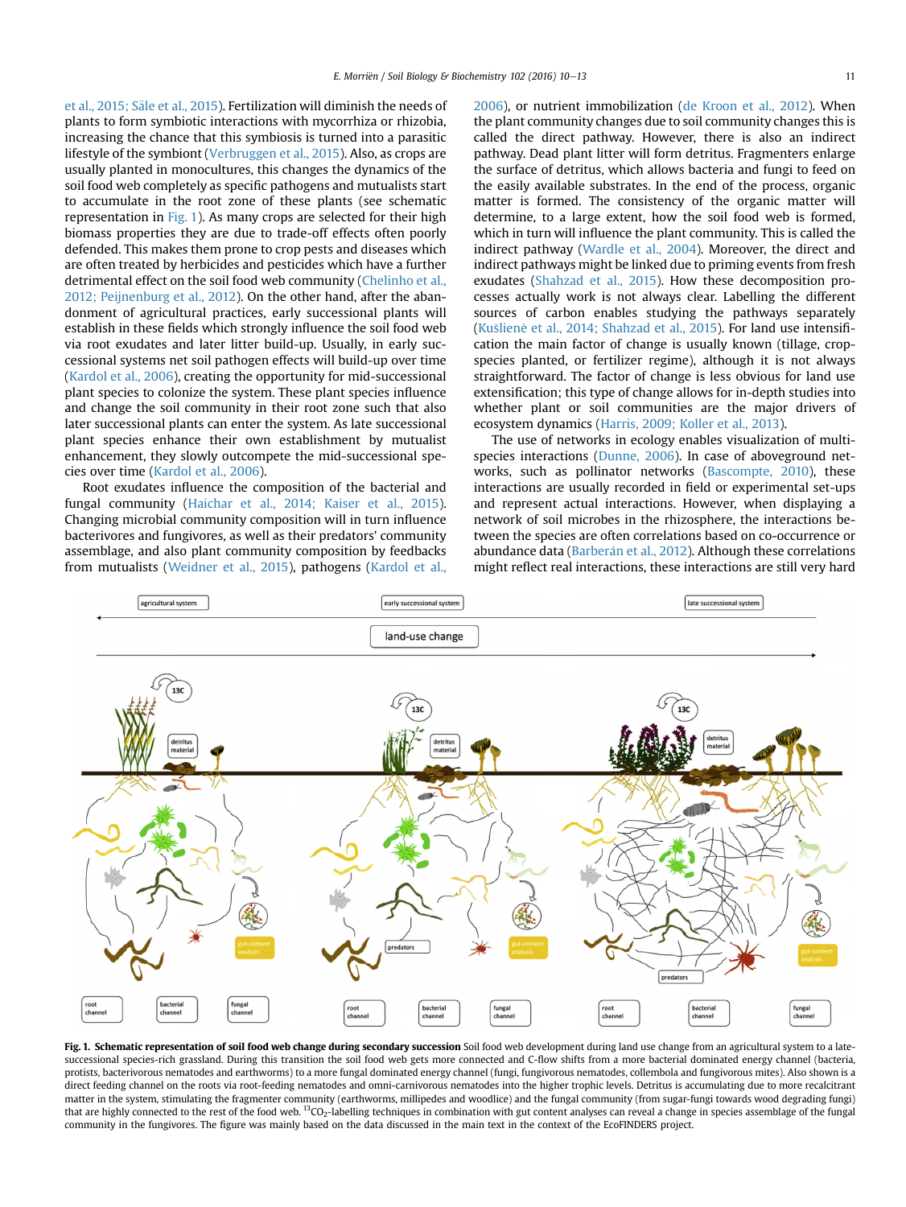et al., 2015; Säle et al., 2015). Fertilization will diminish the needs of plants to form symbiotic interactions with mycorrhiza or rhizobia, increasing the chance that this symbiosis is turned into a parasitic lifestyle of the symbiont (Verbruggen et al., 2015). Also, as crops are usually planted in monocultures, this changes the dynamics of the soil food web completely as specific pathogens and mutualists start to accumulate in the root zone of these plants (see schematic representation in Fig. 1). As many crops are selected for their high biomass properties they are due to trade-off effects often poorly defended. This makes them prone to crop pests and diseases which are often treated by herbicides and pesticides which have a further detrimental effect on the soil food web community (Chelinho et al., 2012; Peijnenburg et al., 2012). On the other hand, after the abandonment of agricultural practices, early successional plants will establish in these fields which strongly influence the soil food web via root exudates and later litter build-up. Usually, in early successional systems net soil pathogen effects will build-up over time (Kardol et al., 2006), creating the opportunity for mid-successional plant species to colonize the system. These plant species influence and change the soil community in their root zone such that also later successional plants can enter the system. As late successional plant species enhance their own establishment by mutualist enhancement, they slowly outcompete the mid-successional species over time (Kardol et al., 2006).

Root exudates influence the composition of the bacterial and fungal community (Haichar et al., 2014; Kaiser et al., 2015). Changing microbial community composition will in turn influence bacterivores and fungivores, as well as their predators' community assemblage, and also plant community composition by feedbacks from mutualists (Weidner et al., 2015), pathogens (Kardol et al., 2006), or nutrient immobilization (de Kroon et al., 2012). When the plant community changes due to soil community changes this is called the direct pathway. However, there is also an indirect pathway. Dead plant litter will form detritus. Fragmenters enlarge the surface of detritus, which allows bacteria and fungi to feed on the easily available substrates. In the end of the process, organic matter is formed. The consistency of the organic matter will determine, to a large extent, how the soil food web is formed, which in turn will influence the plant community. This is called the indirect pathway (Wardle et al., 2004). Moreover, the direct and indirect pathways might be linked due to priming events from fresh exudates (Shahzad et al., 2015). How these decomposition processes actually work is not always clear. Labelling the different sources of carbon enables studying the pathways separately (Kušlienė et al., 2014; Shahzad et al., 2015). For land use intensification the main factor of change is usually known (tillage, crop-species planted, or fertilizer regime), although it is not always straightforward. The factor of change is less obvious for land use extensification; this type of change allows for in-depth studies into whether plant or soil communities are the major drivers of ecosystem dynamics (Harris, 2009; Koller et al., 2013).

The use of networks in ecology enables visualization of multi-species interactions (Dunne, 2006). In case of aboveground networks, such as pollinator networks (Bascompte, 2010), these interactions are usually recorded in field or experimental set-ups and represent actual interactions. However, when displaying a network of soil microbes in the rhizosphere, the interactions between the species are often correlations based on co-occurrence or abundance data (Barberán et al., 2012). Although these correlations might reflect real interactions, these interactions are still very hard

**Fig. 1. Schematic representation of soil food web change during secondary succession** Soil food web development during land use change from an agricultural system to a late-successional species-rich grassland. During this transition the soil food web gets more connected and C-flow shifts from a more bacterial dominated energy channel (bacteria, protists, bacterivorous nematodes and earthworms) to a more fungal dominated energy channel (fungi, fungivorous nematodes, collembola and fungivorous mites). Also shown is a direct feeding channel on the roots via root-feeding nematodes and omni-carnivorous nematodes into the higher trophic levels. Detritus is accumulating due to more recalcitrant matter in the system, stimulating the fragmenter community (earthworms, millipedes and woodlice) and the fungal community (from sugar-fungi towards wood degrading fungi) that are highly connected to the rest of the food web. $^{13}CO_2$-labelling techniques in combination with gut content analyses can reveal a change in species assemblage of the fungal community in the fungivores. The figure was mainly based on the data discussed in the main text in the context of the EcoFINDERS project.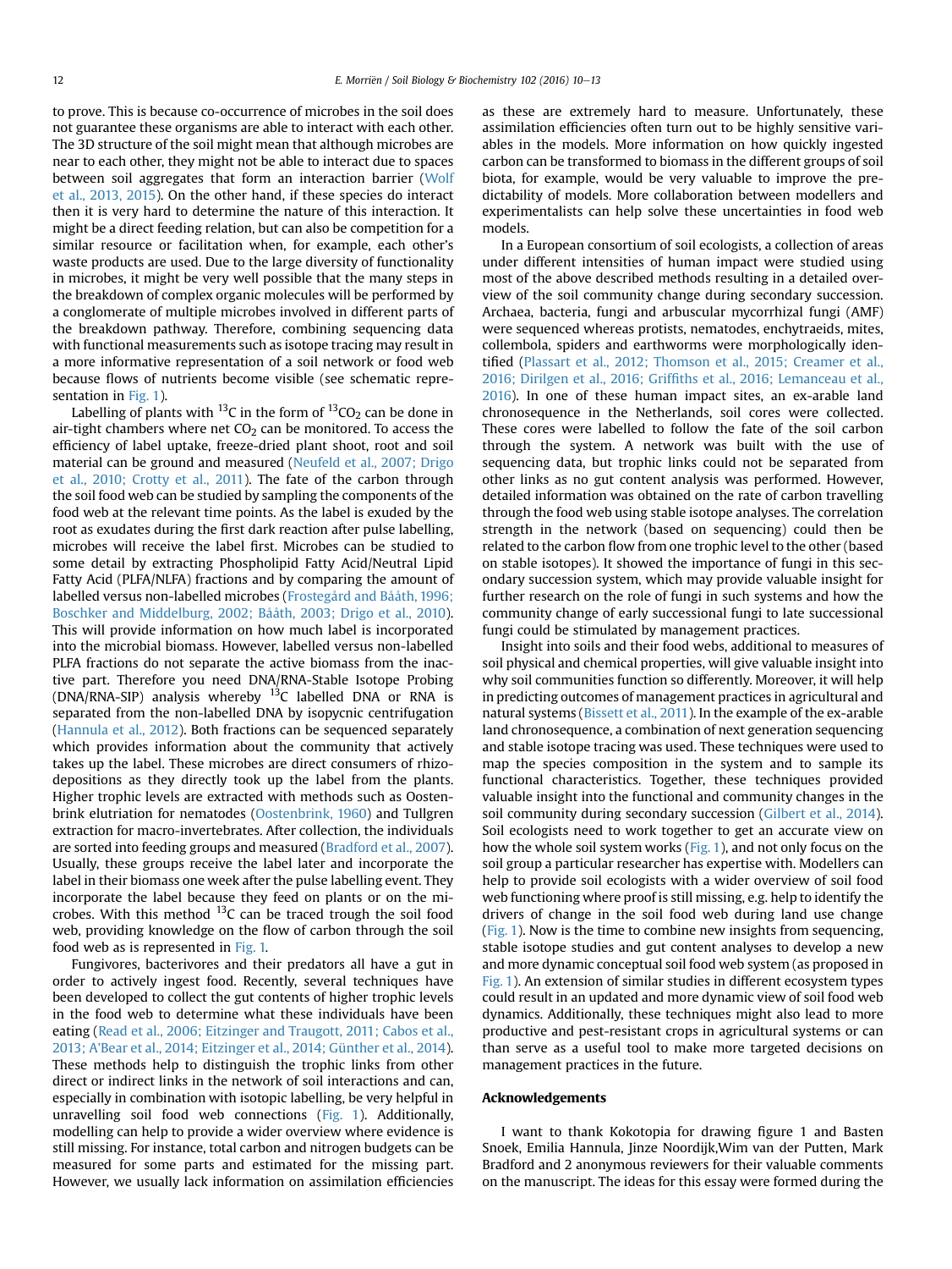to prove. This is because co-occurrence of microbes in the soil does not guarantee these organisms are able to interact with each other. The 3D structure of the soil might mean that although microbes are near to each other, they might not be able to interact due to spaces between soil aggregates that form an interaction barrier (Wolf et al., 2013, 2015). On the other hand, if these species do interact then it is very hard to determine the nature of this interaction. It might be a direct feeding relation, but can also be competition for a similar resource or facilitation when, for example, each other's waste products are used. Due to the large diversity of functionality in microbes, it might be very well possible that the many steps in the breakdown of complex organic molecules will be performed by a conglomerate of multiple microbes involved in different parts of the breakdown pathway. Therefore, combining sequencing data with functional measurements such as isotope tracing may result in a more informative representation of a soil network or food web because flows of nutrients become visible (see schematic representation in Fig. 1).

Labelling of plants with $^{13}C$ in the form of $^{13}CO_2$ can be done in air-tight chambers where net $CO_2$ can be monitored. To access the efficiency of label uptake, freeze-dried plant shoot, root and soil material can be ground and measured (Neufeld et al., 2007; Drigo et al., 2010; Crotty et al., 2011). The fate of the carbon through the soil food web can be studied by sampling the components of the food web at the relevant time points. As the label is exuded by the root as exudates during the first dark reaction after pulse labelling, microbes will receive the label first. Microbes can be studied to some detail by extracting Phospholipid Fatty Acid/Neutral Lipid Fatty Acid (PLFA/NLFA) fractions and by comparing the amount of labelled versus non-labelled microbes (Frostegård and Bååth, 1996; Boschker and Middelburg, 2002; Bååth, 2003; Drigo et al., 2010). This will provide information on how much label is incorporated into the microbial biomass. However, labelled versus non-labelled PLFA fractions do not separate the active biomass from the inactive part. Therefore you need DNA/RNA-Stable Isotope Probing (DNA/RNA-SIP) analysis whereby $^{13}C$ labelled DNA or RNA is separated from the non-labelled DNA by isopycnic centrifugation (Hannula et al., 2012). Both fractions can be sequenced separately which provides information about the community that actively takes up the label. These microbes are direct consumers of rhizodepositions as they directly took up the label from the plants. Higher trophic levels are extracted with methods such as Oostenbrink elutriation for nematodes (Oostenbrink, 1960) and Tullgren extraction for macro-invertebrates. After collection, the individuals are sorted into feeding groups and measured (Bradford et al., 2007). Usually, these groups receive the label later and incorporate the label in their biomass one week after the pulse labelling event. They incorporate the label because they feed on plants or on the microbes. With this method $^{13}C$ can be traced trough the soil food web, providing knowledge on the flow of carbon through the soil food web as is represented in Fig. 1.

Fungivores, bacterivores and their predators all have a gut in order to actively ingest food. Recently, several techniques have been developed to collect the gut contents of higher trophic levels in the food web to determine what these individuals have been eating (Read et al., 2006; Eitzinger and Traugott, 2011; Cabos et al., 2013; A'Bear et al., 2014; Eitzinger et al., 2014; Günther et al., 2014). These methods help to distinguish the trophic links from other direct or indirect links in the network of soil interactions and can, especially in combination with isotopic labelling, be very helpful in unravelling soil food web connections (Fig. 1). Additionally, modelling can help to provide a wider overview where evidence is still missing. For instance, total carbon and nitrogen budgets can be measured for some parts and estimated for the missing part. However, we usually lack information on assimilation efficiencies as these are extremely hard to measure. Unfortunately, these assimilation efficiencies often turn out to be highly sensitive variables in the models. More information on how quickly ingested carbon can be transformed to biomass in the different groups of soil biota, for example, would be very valuable to improve the predictability of models. More collaboration between modellers and experimentalists can help solve these uncertainties in food web models.

In a European consortium of soil ecologists, a collection of areas under different intensities of human impact were studied using most of the above described methods resulting in a detailed overview of the soil community change during secondary succession. Archaea, bacteria, fungi and arbuscular mycorrhizal fungi (AMF) were sequenced whereas protists, nematodes, enchytraeids, mites, collembola, spiders and earthworms were morphologically identified (Plassart et al., 2012; Thomson et al., 2015; Creamer et al., 2016; Dirilgen et al., 2016; Griffiths et al., 2016; Lemanceau et al., 2016). In one of these human impact sites, an ex-arable land chronosequence in the Netherlands, soil cores were collected. These cores were labelled to follow the fate of the soil carbon through the system. A network was built with the use of sequencing data, but trophic links could not be separated from other links as no gut content analysis was performed. However, detailed information was obtained on the rate of carbon travelling through the food web using stable isotope analyses. The correlation strength in the network (based on sequencing) could then be related to the carbon flow from one trophic level to the other (based on stable isotopes). It showed the importance of fungi in this secondary succession system, which may provide valuable insight for further research on the role of fungi in such systems and how the community change of early successional fungi to late successional fungi could be stimulated by management practices.

Insight into soils and their food webs, additional to measures of soil physical and chemical properties, will give valuable insight into why soil communities function so differently. Moreover, it will help in predicting outcomes of management practices in agricultural and natural systems (Bissett et al., 2011). In the example of the ex-arable land chronosequence, a combination of next generation sequencing and stable isotope tracing was used. These techniques were used to map the species composition in the system and to sample its functional characteristics. Together, these techniques provided valuable insight into the functional and community changes in the soil community during secondary succession (Gilbert et al., 2014). Soil ecologists need to work together to get an accurate view on how the whole soil system works (Fig. 1), and not only focus on the soil group a particular researcher has expertise with. Modellers can help to provide soil ecologists with a wider overview of soil food web functioning where proof is still missing, e.g. help to identify the drivers of change in the soil food web during land use change (Fig. 1). Now is the time to combine new insights from sequencing, stable isotope studies and gut content analyses to develop a new and more dynamic conceptual soil food web system (as proposed in Fig. 1). An extension of similar studies in different ecosystem types could result in an updated and more dynamic view of soil food web dynamics. Additionally, these techniques might also lead to more productive and pest-resistant crops in agricultural systems or can than serve as a useful tool to make more targeted decisions on management practices in the future.

## Acknowledgements

I want to thank Kokotopia for drawing figure 1 and Basten Snoek, Emilia Hannula, Jinze Noordijk,Wim van der Putten, Mark Bradford and 2 anonymous reviewers for their valuable comments on the manuscript. The ideas for this essay were formed during the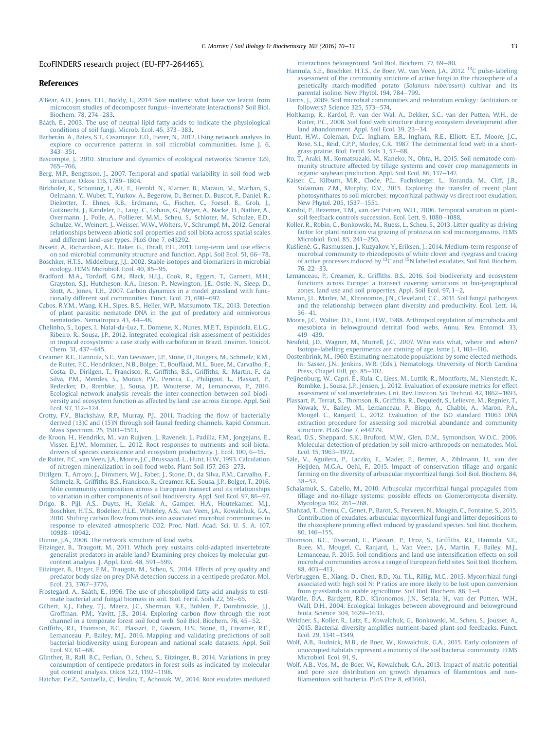EcoFINDERS research project (EU-FP7-264465).

## References

A'Bear, A.D., Jones, T.H., Boddy, L., 2014. Size matters: what have we learnt from microcosm studies of decomposer fungus–invertebrate interactions? Soil Biol. Biochem. 78, 274–283.

Bååth, E., 2003. The use of neutral lipid fatty acids to indicate the physiological conditions of soil fungi. Microb. Ecol. 45, 373–383.

Barberán, A., Bates, S.T., Casamayor, E.O., Fierer, N., 2012. Using network analysis to explore co occurrence patterns in soil microbial communities. Isme J. 6, 343–351.

Bascompte, J., 2010. Structure and dynamics of ecological networks. Science 329, 765–766.

Berg, M.P., Bengtsson, J., 2007. Temporal and spatial variability in soil food web structure. Oikos 116, 1789–1804.

Birkhofer, K., Schoning, I., Alt, F., Herold, N., Klarner, B., Maraun, M., Marhan, S., Oelmann, Y., Wubet, T., Yurkov, A., Begerow, D., Berner, D., Buscot, F., Daniel, R., Diekotter, T., Ehnes, R.B., Erdmann, G., Fischer, C., Foesel, B., Groh, J., Gutknecht, J., Kandeler, E., Lang, C., Lohaus, G., Meyer, A., Nacke, H., Nather, A., Overmann, J., Polle, A., Pollierer, M.M., Scheu, S., Schloter, M., Schulze, E.D., Schulze, W., Weinert, J., Weisser, W.W., Wolters, V., Schrumpf, M., 2012. General relationships between abiotic soil properties and soil biota across spatial scales and different land-use types. PLoS One 7, e43292.

Bissett, A., Richardson, A.E., Baker, G., Thrall, P.H., 2011. Long-term land use effects on soil microbial community structure and function. Appl. Soil Ecol. 51, 66–78.

Boschker, H.T.S., Middelburg, J.J., 2002. Stable isotopes and biomarkers in microbial ecology. FEMS Microbiol. Ecol. 40, 85–95.

Bradford, M.A., Tordoff, G.M., Black, H.I.J., Cook, R., Eggers, T., Garnett, M.H., Grayston, S.J., Hutcheson, K.A., Ineson, P., Newington, J.E., Ostle, N., Sleep, D., Stott, A., Jones, T.H., 2007. Carbon dynamics in a model grassland with functionally different soil communities. Funct. Ecol. 21, 690–697.

Cabos, R.Y.M., Wang, K.H., Sipes, B.S., Heller, W.P., Matsumoto, T.K., 2013. Detection of plant parasitic nematode DNA in the gut of predatory and omnivorous nematodes. Nematropica 43, 44–48.

Chelinho, S., Lopes, I., Natal-da-Luz, T., Domene, X., Nunes, M.E.T., Espindola, E.L.G., Ribeiro, R., Sousa, J.P., 2012. Integrated ecological risk assessment of pesticides in tropical ecosystems: a case study with carbofuran in Brazil. Environ. Toxicol. Chem. 31, 437–445.

Creamer, R.E., Hannula, S.E., Van Leeuwen, J.P., Stone, D., Rutgers, M., Schmelz, R.M., de Ruiter, P.C., Hendriksen, N.B., Bolger, T., Bouffaud, M.L., Buee, M., Carvalho, F., Costa, D., Dirilgen, T., Francisco, R., Griffiths, B.S., Griffiths, R., Martin, F., da Silva, P.M., Mendes, S., Morais, P.V., Pereira, C., Philippot, L., Plassart, P., Redecker, D., Rombke, J., Sousa, J.P., Wouterse, M., Lemanceau, P., 2016. Ecological network analysis reveals the inter-connection between soil biodiversity and ecosystem function as affected by land use across Europe. Appl. Soil Ecol. 97, 112–124.

Crotty, F.V., Blackshaw, R.P., Murray, P.J., 2011. Tracking the flow of bacterially derived (13)C and (15)N through soil faunal feeding channels. Rapid Commun. Mass Spectrom. 25, 1503–1513.

de Kroon, H., Hendriks, M., van Ruijven, J., Ravenek, J., Padilla, F.M., Jongejans, E., Visser, E.J.W., Mommer, L., 2012. Root responses to nutrients and soil biota: drivers of species coexistence and ecosystem productivity. J. Ecol. 100, 6–15.

de Ruiter, P.C., van Veen, J.A., Moore, J.C., Brussaard, L., Hunt, H.W., 1993. Calculation of nitrogen mineralization in soil food webs. Plant Soil 157, 263–273.

Dirilgen, T., Arroyo, J., Dimmers, W.J., Faber, J., Stone, D., da Silva, P.M., Carvalho, F., Schmelz, R., Griffiths, B.S., Francisco, R., Creamer, R.E., Sousa, J.P., Bolger, T., 2016. Mite community composition across a European transect and its relationships to variation in other components of soil biodiversity. Appl. Soil Ecol. 97, 86–97.

Drigo, B., Pijl, A.S., Duyts, H., Kielak, A., Gamper, H.A., Houtekamer, M.J., Boschker, H.T.S., Bodelier, P.L.E., Whiteley, A.S., van Veen, J.A., Kowalchuk, G.A., 2010. Shifting carbon flow from roots into associated microbial communities in response to elevated atmospheric CO2. Proc. Natl. Acad. Sci. U. S. A. 107, 10938–10942.

Dunne, J.A., 2006. The network structure of food webs.

Eitzinger, B., Traugott, M., 2011. Which prey sustains cold-adapted invertebrate generalist predators in arable land? Examining prey choices by molecular gut-content analysis. J. Appl. Ecol. 48, 591–599.

Eitzinger, B., Unger, E.M., Traugott, M., Scheu, S., 2014. Effects of prey quality and predator body size on prey DNA detection success in a centipede predator. Mol. Ecol. 23, 3767–3776.

Frostegård, A., Bååth, E., 1996. The use of phospholipid fatty acid analysis to estimate bacterial and fungal biomass in soil. Biol. Fertil. Soils 22, 59–65.

Gilbert, K.J., Fahey, T.J., Maerz, J.C., Sherman, R.E., Bohlen, P., Dombroskie, J.J., Groffman, P.M., Yavitt, J.B., 2014. Exploring carbon flow through the root channel in a temperate forest soil food web. Soil Biol. Biochem. 76, 45–52.

Griffiths, R.I., Thomson, B.C., Plassart, P., Gweon, H.S., Stone, D., Creamer, R.E., Lemanceau, P., Bailey, M.J., 2016. Mapping and validating predictions of soil bacterial biodiversity using European and national scale datasets. Appl. Soil Ecol. 97, 61–68.

Günther, B., Rall, B.C., Ferlian, O., Scheu, S., Eitzinger, B., 2014. Variations in prey consumption of centipede predators in forest soils as indicated by molecular gut content analysis. Oikos 123, 1192–1198.

Haichar, F.e.Z., Santaella, C., Heulin, T., Achouak, W., 2014. Root exudates mediated interactions belowground. Soil Biol. Biochem. 77, 69–80.

Hannula, S.E., Boschker, H.T.S., de Boer, W., van Veen, J.A., 2012. $^{13}C$ pulse-labeling assessment of the community structure of active fungi in the rhizosphere of a genetically starch-modified potato (*Solanum tuberosum*) cultivar and its parental isoline. New Phytol. 194, 784–799.

Harris, J., 2009. Soil microbial communities and restoration ecology: facilitators or followers? Science 325, 573–574.

Holtkamp, R., Kardol, P., van der Wal, A., Dekker, S.C., van der Putten, W.H., de Ruiter, P.C., 2008. Soil food web structure during ecosystem development after land abandonment. Appl. Soil Ecol. 39, 23–34.

Hunt, H.W., Coleman, D.C., Ingham, E.R., Ingham, R.E., Elliott, E.T., Moore, J.C., Rose, S.L., Reid, C.P.P., Morley, C.R., 1987. The detrimental food web in a short-grass prairie. Biol. Fertil. Soils 3, 57–68.

Ito, T., Araki, M., Komatsuzaki, M., Kaneko, N., Ohta, H., 2015. Soil nematode community structure affected by tillage systems and cover crop managements in organic soybean production. Appl. Soil Ecol. 86, 137–147.

Kaiser, C., Kilburn, M.R., Clode, P.L., Fuchslueger, L., Koranda, M., Cliff, J.B., Solaiman, Z.M., Murphy, D.V., 2015. Exploring the transfer of recent plant photosynthates to soil microbes: mycorrhizal pathway vs direct root exudation. New Phytol. 205, 1537–1551.

Kardol, P., Bezemer, T.M., van der Putten, W.H., 2006. Temporal variation in plant-soil feedback controls succession. Ecol. Lett. 9, 1080–1088.

Koller, R., Robin, C., Bonkowski, M., Ruess, L., Scheu, S., 2013. Litter quality as driving factor for plant nutrition via grazing of protozoa on soil microorganisms. FEMS Microbiol. Ecol. 85, 241–250.

Kušlienė, G., Rasmussen, J., Kuzyakov, Y., Eriksen, J., 2014. Medium-term response of microbial community to rhizodeposits of white clover and ryegrass and tracing of active processes induced by $^{13}C$ and $^{15}N$ labelled exudates. Soil Biol. Biochem. 76, 22–33.

Lemanceau, P., Creamer, R., Griffiths, B.S., 2016. Soil biodiversity and ecosystem functions across Europe: a transect covering variations in bio-geographical zones, land use and soil properties. Appl. Soil Ecol. 97, 1–2.

Maron, J.L., Marler, M., Klironomos, J.N., Cleveland, C.C., 2011. Soil fungal pathogens and the relationship between plant diversity and productivity. Ecol. Lett. 14, 36–41.

Moore, J.C., Walter, D.E., Hunt, H.W., 1988. Arthropod regulation of microbiota and mesobiota in belowground detrital food webs. Annu. Rev. Entomol. 33, 419–439.

Neufeld, J.D., Wagner, M., Murrell, J.C., 2007. Who eats what, where and when? Isotope-labelling experiments are coming of age. Isme J. 1, 103–110.

Oostenbrink, M., 1960. Estimating nematode populations by some elected methods. In: Sasser, J.N., Jenkins, W.R. (Eds.), Nematology. University of North Carolina Press, Chapel Hill, pp. 85–102.

Peijnenburg, W., Capri, E., Kula, C., Liess, M., Luttik, R., Montforts, M., Nienstedt, K., Rombke, J., Sousa, J.P., Jensen, J., 2012. Evaluation of exposure metrics for effect assessment of soil invertebrates. Crit. Rev. Environ. Sci. Technol. 42, 1862–1893.

Plassart, P., Terrat, S., Thomson, B., Griffiths, R., Dequiedt, S., Lelievre, M., Regnier, T., Nowak, V., Bailey, M., Lemanceau, P., Bispo, A., Chabbi, A., Maron, P.A., Mougel, C., Ranjard, L., 2012. Evaluation of the ISO standard 11063 DNA extraction procedure for assessing soil microbial abundance and community structure. PLoS One 7, e44279.

Read, D.S., Sheppard, S.K., Bruford, M.W., Glen, D.M., Symondson, W.O.C., 2006. Molecular detection of predation by soil micro-arthropods on nematodes. Mol. Ecol. 15, 1963–1972.

Säle, V., Aguilera, P., Laczko, E., Mäder, P., Berner, A., Zihlmann, U., van der Heijden, M.G.A., Oehl, F., 2015. Impact of conservation tillage and organic farming on the diversity of arbuscular mycorrhizal fungi. Soil Biol. Biochem. 84, 38–52.

Schalamuk, S., Cabello, M., 2010. Arbuscular mycorrhizal fungal propagules from tillage and no-tillage systems: possible effects on Glomeromycota diversity. Mycologia 102, 261–268.

Shahzad, T., Chenu, C., Genet, P., Barot, S., Perveen, N., Mougin, C., Fontaine, S., 2015. Contribution of exudates, arbuscular mycorrhizal fungi and litter depositions to the rhizosphere priming effect induced by grassland species. Soil Biol. Biochem. 80, 146–155.

Thomson, B.C., Tisserant, E., Plassart, P., Uroz, S., Griffiths, R.I., Hannula, S.E., Buee, M., Mougel, C., Ranjard, L., Van Veen, J.A., Martin, F., Bailey, M.J., Lemanceau, P., 2015. Soil conditions and land use intensification effects on soil microbial communities across a range of European field sites. Soil Biol. Biochem. 88, 403–413.

Verbruggen, E., Xiang, D., Chen, B.D., Xu, T.L., Rillig, M.C., 2015. Mycorrhizal fungi associated with high soil N: P ratios are more likely to be lost upon conversion from grasslands to arable agriculture. Soil Biol. Biochem. 86, 1–4.

Wardle, D.A., Bardgett, R.D., Klironomos, J.N., Setala, H., van der Putten, W.H., Wall, D.H., 2004. Ecological linkages between aboveground and belowground biota. Science 304, 1629–1633.

Weidner, S., Koller, R., Latz, E., Kowalchuk, G., Bonkowski, M., Scheu, S., Jousset, A., 2015. Bacterial diversity amplifies nutrient-based plant-soil feedbacks. Funct. Ecol. 29, 1341–1349.

Wolf, A.B., Rudnick, M.B., de Boer, W., Kowalchuk, G.A., 2015. Early colonizers of unoccupied habitats represent a minority of the soil bacterial community. FEMS Microbiol. Ecol. 91, 9.

Wolf, A.B., Vos, M., de Boer, W., Kowalchuk, G.A., 2013. Impact of matric potential and pore size distribution on growth dynamics of filamentous and non-filamentous soil bacteria. PLoS One 8, e83661.